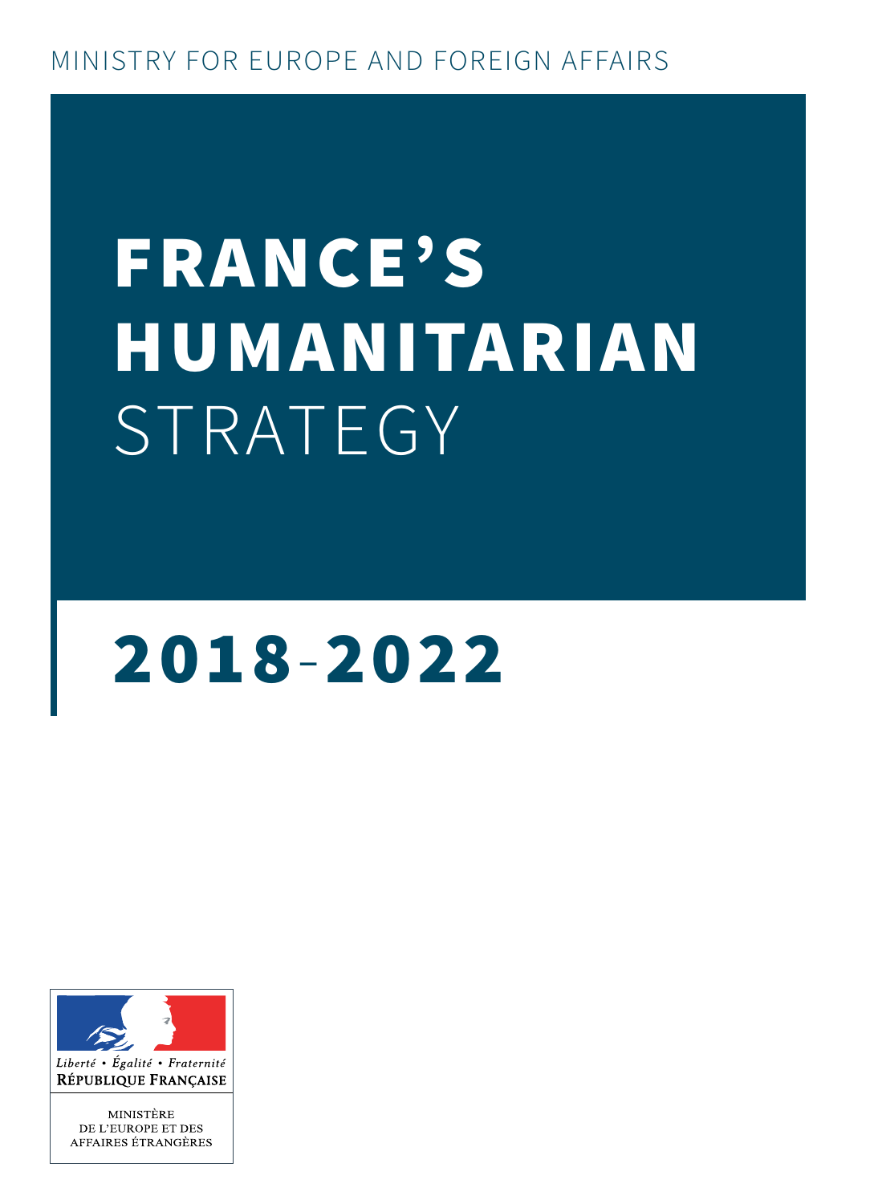MINISTRY FOR EUROPE AND FOREIGN AFFAIRS

# FRANCE'S HUMANITARIAN STRATEGY

## 2018-2022

Liberté • Égalité • Fraternité
RÉPUBLIQUE FRANÇAISE

MINISTÈRE
DE L'EUROPE ET DES
AFFAIRES ÉTRANGÈRES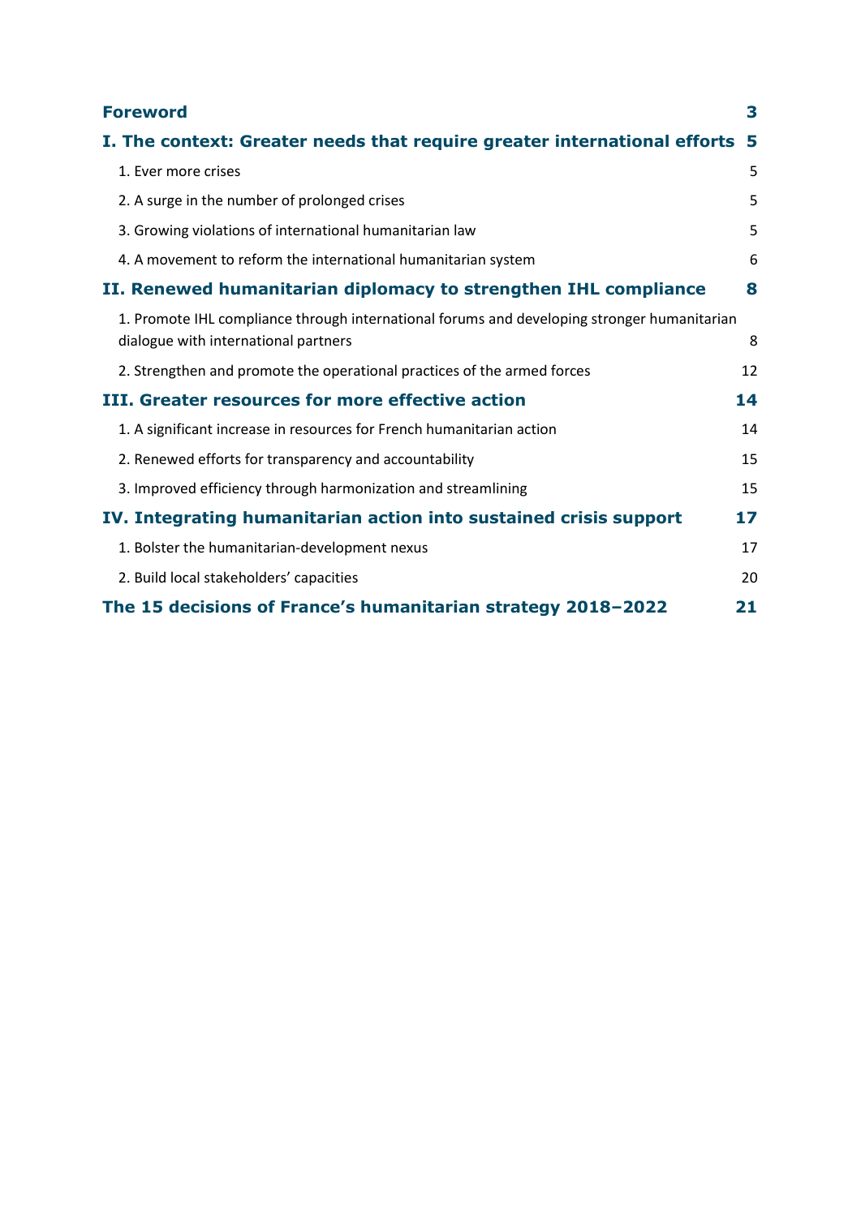| | |
|---|---|
| **Foreword** | **3** |
| **I. The context: Greater needs that require greater international efforts** | **5** |
| 1. Ever more crises | 5 |
| 2. A surge in the number of prolonged crises | 5 |
| 3. Growing violations of international humanitarian law | 5 |
| 4. A movement to reform the international humanitarian system | 6 |
| **II. Renewed humanitarian diplomacy to strengthen IHL compliance** | **8** |
| 1. Promote IHL compliance through international forums and developing stronger humanitarian dialogue with international partners | 8 |
| 2. Strengthen and promote the operational practices of the armed forces | 12 |
| **III. Greater resources for more effective action** | **14** |
| 1. A significant increase in resources for French humanitarian action | 14 |
| 2. Renewed efforts for transparency and accountability | 15 |
| 3. Improved efficiency through harmonization and streamlining | 15 |
| **IV. Integrating humanitarian action into sustained crisis support** | **17** |
| 1. Bolster the humanitarian-development nexus | 17 |
| 2. Build local stakeholders' capacities | 20 |
| **The 15 decisions of France's humanitarian strategy 2018–2022** | **21** |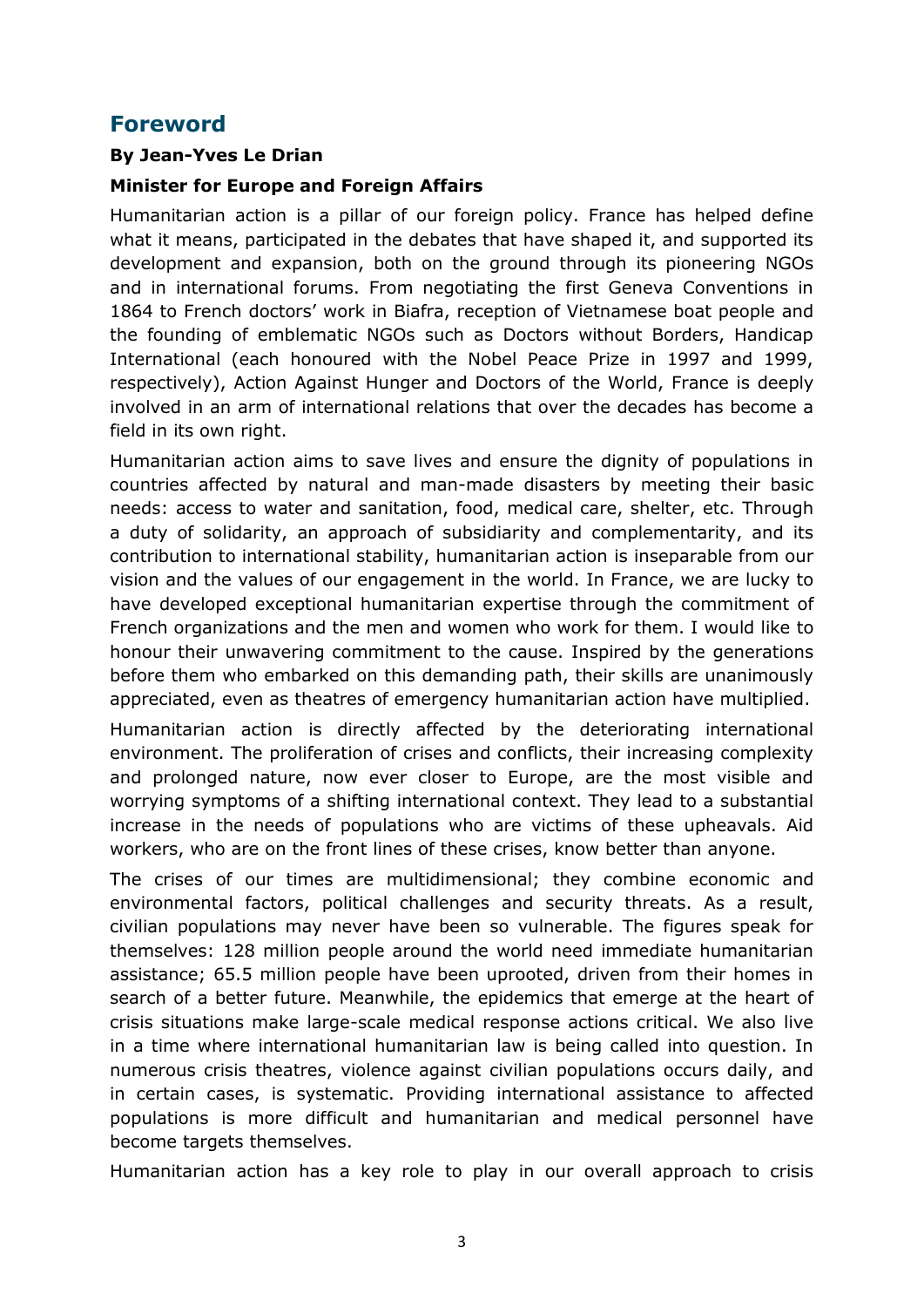## Foreword

**By Jean-Yves Le Drian**

**Minister for Europe and Foreign Affairs**

Humanitarian action is a pillar of our foreign policy. France has helped define what it means, participated in the debates that have shaped it, and supported its development and expansion, both on the ground through its pioneering NGOs and in international forums. From negotiating the first Geneva Conventions in 1864 to French doctors' work in Biafra, reception of Vietnamese boat people and the founding of emblematic NGOs such as Doctors without Borders, Handicap International (each honoured with the Nobel Peace Prize in 1997 and 1999, respectively), Action Against Hunger and Doctors of the World, France is deeply involved in an arm of international relations that over the decades has become a field in its own right.

Humanitarian action aims to save lives and ensure the dignity of populations in countries affected by natural and man-made disasters by meeting their basic needs: access to water and sanitation, food, medical care, shelter, etc. Through a duty of solidarity, an approach of subsidiarity and complementarity, and its contribution to international stability, humanitarian action is inseparable from our vision and the values of our engagement in the world. In France, we are lucky to have developed exceptional humanitarian expertise through the commitment of French organizations and the men and women who work for them. I would like to honour their unwavering commitment to the cause. Inspired by the generations before them who embarked on this demanding path, their skills are unanimously appreciated, even as theatres of emergency humanitarian action have multiplied.

Humanitarian action is directly affected by the deteriorating international environment. The proliferation of crises and conflicts, their increasing complexity and prolonged nature, now ever closer to Europe, are the most visible and worrying symptoms of a shifting international context. They lead to a substantial increase in the needs of populations who are victims of these upheavals. Aid workers, who are on the front lines of these crises, know better than anyone.

The crises of our times are multidimensional; they combine economic and environmental factors, political challenges and security threats. As a result, civilian populations may never have been so vulnerable. The figures speak for themselves: 128 million people around the world need immediate humanitarian assistance; 65.5 million people have been uprooted, driven from their homes in search of a better future. Meanwhile, the epidemics that emerge at the heart of crisis situations make large-scale medical response actions critical. We also live in a time where international humanitarian law is being called into question. In numerous crisis theatres, violence against civilian populations occurs daily, and in certain cases, is systematic. Providing international assistance to affected populations is more difficult and humanitarian and medical personnel have become targets themselves.

Humanitarian action has a key role to play in our overall approach to crisis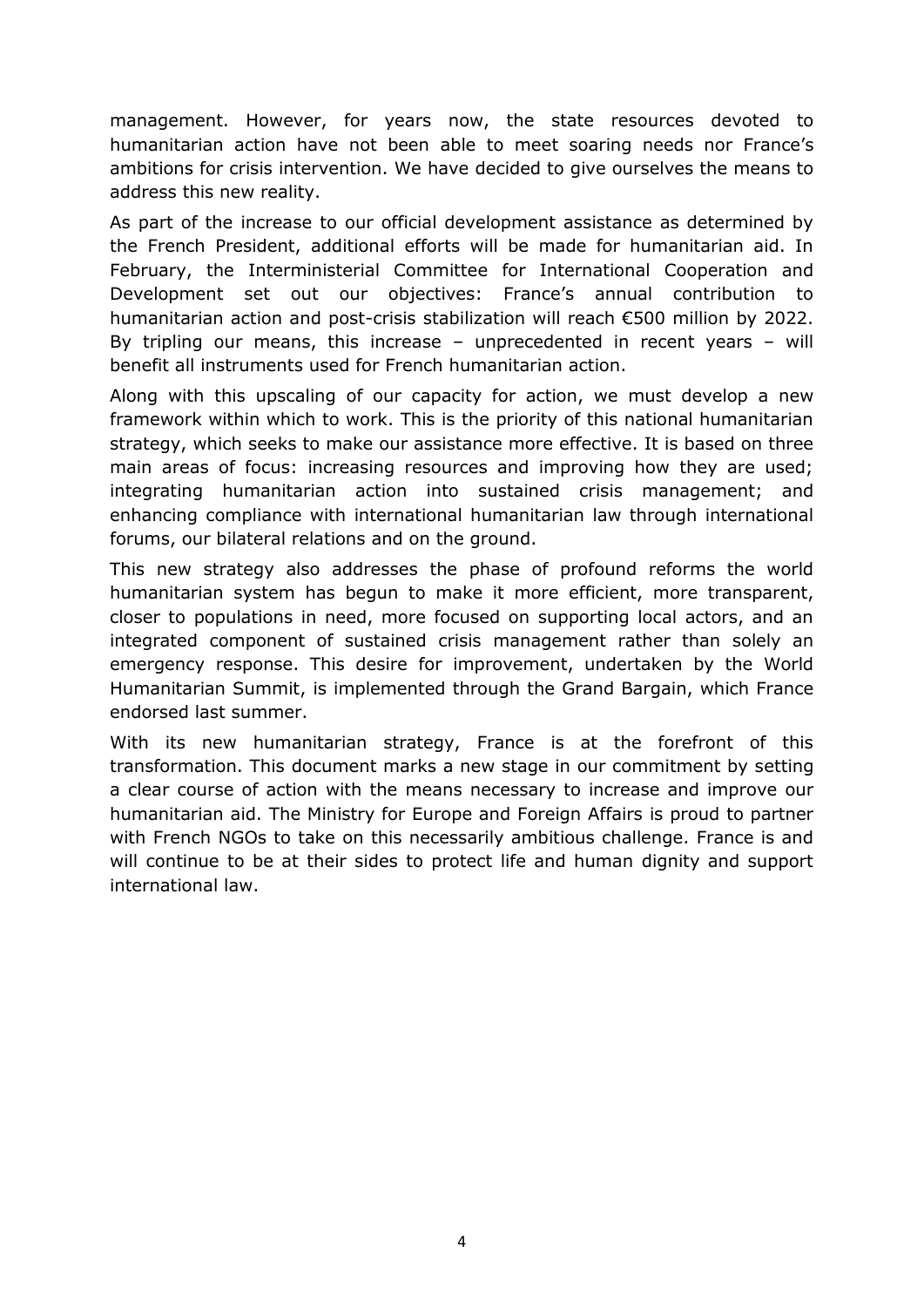management. However, for years now, the state resources devoted to humanitarian action have not been able to meet soaring needs nor France's ambitions for crisis intervention. We have decided to give ourselves the means to address this new reality.

As part of the increase to our official development assistance as determined by the French President, additional efforts will be made for humanitarian aid. In February, the Interministerial Committee for International Cooperation and Development set out our objectives: France's annual contribution to humanitarian action and post-crisis stabilization will reach €500 million by 2022. By tripling our means, this increase – unprecedented in recent years – will benefit all instruments used for French humanitarian action.

Along with this upscaling of our capacity for action, we must develop a new framework within which to work. This is the priority of this national humanitarian strategy, which seeks to make our assistance more effective. It is based on three main areas of focus: increasing resources and improving how they are used; integrating humanitarian action into sustained crisis management; and enhancing compliance with international humanitarian law through international forums, our bilateral relations and on the ground.

This new strategy also addresses the phase of profound reforms the world humanitarian system has begun to make it more efficient, more transparent, closer to populations in need, more focused on supporting local actors, and an integrated component of sustained crisis management rather than solely an emergency response. This desire for improvement, undertaken by the World Humanitarian Summit, is implemented through the Grand Bargain, which France endorsed last summer.

With its new humanitarian strategy, France is at the forefront of this transformation. This document marks a new stage in our commitment by setting a clear course of action with the means necessary to increase and improve our humanitarian aid. The Ministry for Europe and Foreign Affairs is proud to partner with French NGOs to take on this necessarily ambitious challenge. France is and will continue to be at their sides to protect life and human dignity and support international law.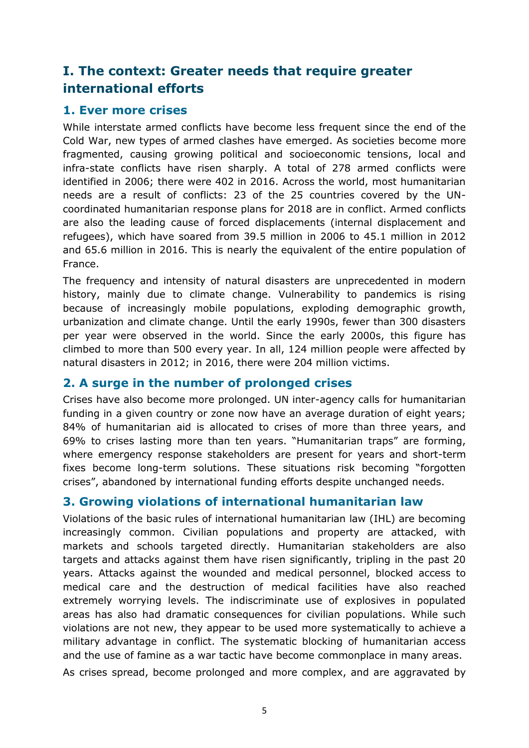# I. The context: Greater needs that require greater international efforts

## 1. Ever more crises

While interstate armed conflicts have become less frequent since the end of the Cold War, new types of armed clashes have emerged. As societies become more fragmented, causing growing political and socioeconomic tensions, local and infra-state conflicts have risen sharply. A total of 278 armed conflicts were identified in 2006; there were 402 in 2016. Across the world, most humanitarian needs are a result of conflicts: 23 of the 25 countries covered by the UN-coordinated humanitarian response plans for 2018 are in conflict. Armed conflicts are also the leading cause of forced displacements (internal displacement and refugees), which have soared from 39.5 million in 2006 to 45.1 million in 2012 and 65.6 million in 2016. This is nearly the equivalent of the entire population of France.

The frequency and intensity of natural disasters are unprecedented in modern history, mainly due to climate change. Vulnerability to pandemics is rising because of increasingly mobile populations, exploding demographic growth, urbanization and climate change. Until the early 1990s, fewer than 300 disasters per year were observed in the world. Since the early 2000s, this figure has climbed to more than 500 every year. In all, 124 million people were affected by natural disasters in 2012; in 2016, there were 204 million victims.

## 2. A surge in the number of prolonged crises

Crises have also become more prolonged. UN inter-agency calls for humanitarian funding in a given country or zone now have an average duration of eight years; 84% of humanitarian aid is allocated to crises of more than three years, and 69% to crises lasting more than ten years. "Humanitarian traps" are forming, where emergency response stakeholders are present for years and short-term fixes become long-term solutions. These situations risk becoming "forgotten crises", abandoned by international funding efforts despite unchanged needs.

## 3. Growing violations of international humanitarian law

Violations of the basic rules of international humanitarian law (IHL) are becoming increasingly common. Civilian populations and property are attacked, with markets and schools targeted directly. Humanitarian stakeholders are also targets and attacks against them have risen significantly, tripling in the past 20 years. Attacks against the wounded and medical personnel, blocked access to medical care and the destruction of medical facilities have also reached extremely worrying levels. The indiscriminate use of explosives in populated areas has also had dramatic consequences for civilian populations. While such violations are not new, they appear to be used more systematically to achieve a military advantage in conflict. The systematic blocking of humanitarian access and the use of famine as a war tactic have become commonplace in many areas.

As crises spread, become prolonged and more complex, and are aggravated by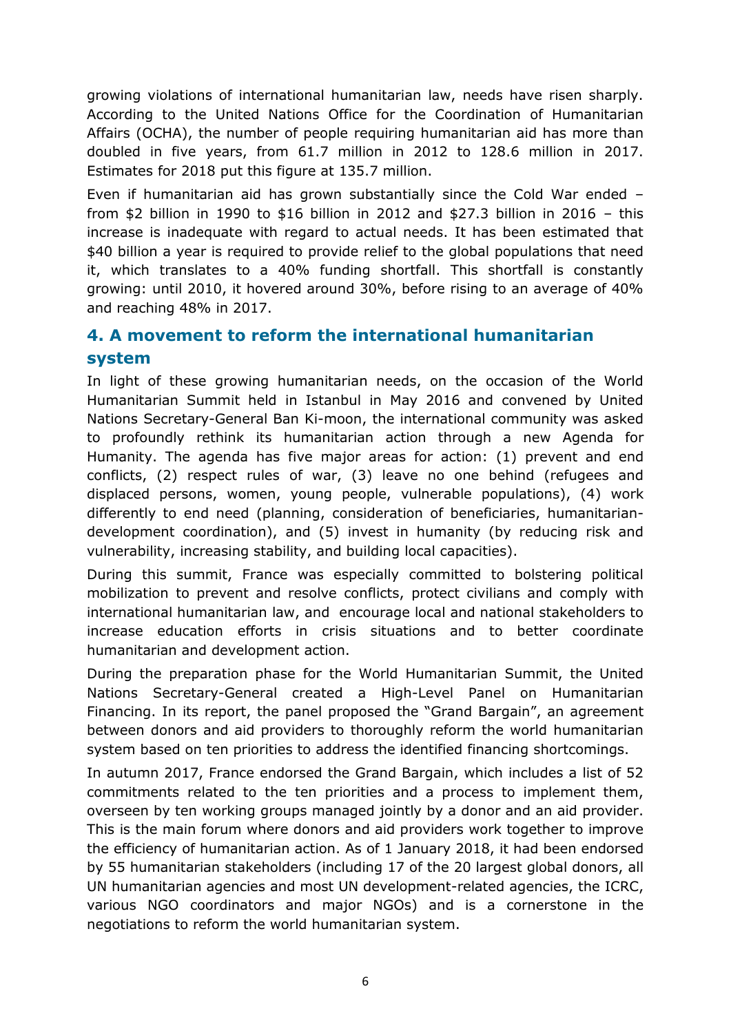growing violations of international humanitarian law, needs have risen sharply. According to the United Nations Office for the Coordination of Humanitarian Affairs (OCHA), the number of people requiring humanitarian aid has more than doubled in five years, from 61.7 million in 2012 to 128.6 million in 2017. Estimates for 2018 put this figure at 135.7 million.

Even if humanitarian aid has grown substantially since the Cold War ended – from $2 billion in 1990 to $16 billion in 2012 and $27.3 billion in 2016 – this increase is inadequate with regard to actual needs. It has been estimated that $40 billion a year is required to provide relief to the global populations that need it, which translates to a 40% funding shortfall. This shortfall is constantly growing: until 2010, it hovered around 30%, before rising to an average of 40% and reaching 48% in 2017.

## 4. A movement to reform the international humanitarian system

In light of these growing humanitarian needs, on the occasion of the World Humanitarian Summit held in Istanbul in May 2016 and convened by United Nations Secretary-General Ban Ki-moon, the international community was asked to profoundly rethink its humanitarian action through a new Agenda for Humanity. The agenda has five major areas for action: (1) prevent and end conflicts, (2) respect rules of war, (3) leave no one behind (refugees and displaced persons, women, young people, vulnerable populations), (4) work differently to end need (planning, consideration of beneficiaries, humanitarian-development coordination), and (5) invest in humanity (by reducing risk and vulnerability, increasing stability, and building local capacities).

During this summit, France was especially committed to bolstering political mobilization to prevent and resolve conflicts, protect civilians and comply with international humanitarian law, and encourage local and national stakeholders to increase education efforts in crisis situations and to better coordinate humanitarian and development action.

During the preparation phase for the World Humanitarian Summit, the United Nations Secretary-General created a High-Level Panel on Humanitarian Financing. In its report, the panel proposed the "Grand Bargain", an agreement between donors and aid providers to thoroughly reform the world humanitarian system based on ten priorities to address the identified financing shortcomings.

In autumn 2017, France endorsed the Grand Bargain, which includes a list of 52 commitments related to the ten priorities and a process to implement them, overseen by ten working groups managed jointly by a donor and an aid provider. This is the main forum where donors and aid providers work together to improve the efficiency of humanitarian action. As of 1 January 2018, it had been endorsed by 55 humanitarian stakeholders (including 17 of the 20 largest global donors, all UN humanitarian agencies and most UN development-related agencies, the ICRC, various NGO coordinators and major NGOs) and is a cornerstone in the negotiations to reform the world humanitarian system.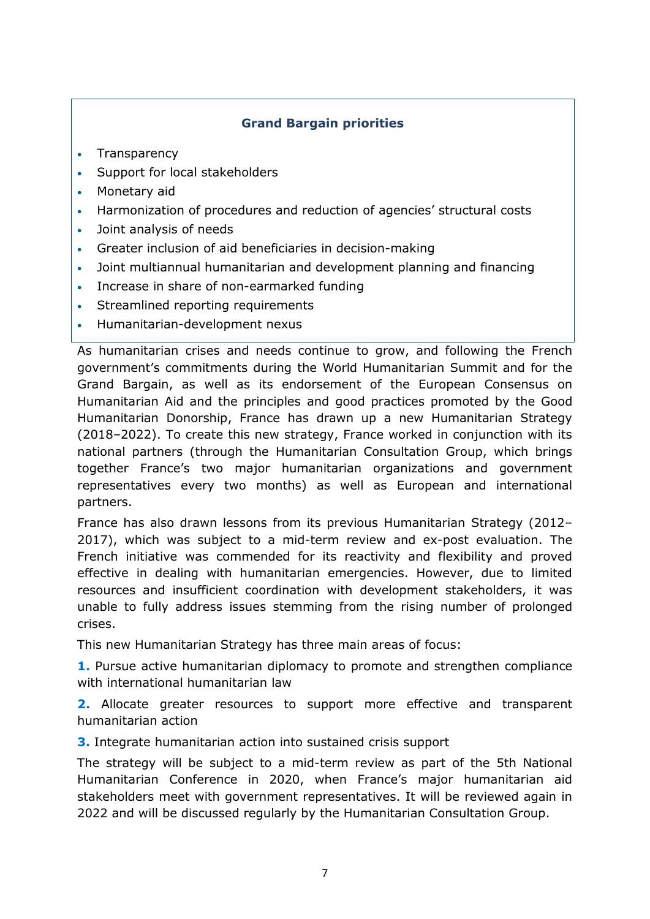**Grand Bargain priorities**

- Transparency
- Support for local stakeholders
- Monetary aid
- Harmonization of procedures and reduction of agencies' structural costs
- Joint analysis of needs
- Greater inclusion of aid beneficiaries in decision-making
- Joint multiannual humanitarian and development planning and financing
- Increase in share of non-earmarked funding
- Streamlined reporting requirements
- Humanitarian-development nexus

As humanitarian crises and needs continue to grow, and following the French government's commitments during the World Humanitarian Summit and for the Grand Bargain, as well as its endorsement of the European Consensus on Humanitarian Aid and the principles and good practices promoted by the Good Humanitarian Donorship, France has drawn up a new Humanitarian Strategy (2018–2022). To create this new strategy, France worked in conjunction with its national partners (through the Humanitarian Consultation Group, which brings together France's two major humanitarian organizations and government representatives every two months) as well as European and international partners.

France has also drawn lessons from its previous Humanitarian Strategy (2012–2017), which was subject to a mid-term review and ex-post evaluation. The French initiative was commended for its reactivity and flexibility and proved effective in dealing with humanitarian emergencies. However, due to limited resources and insufficient coordination with development stakeholders, it was unable to fully address issues stemming from the rising number of prolonged crises.

This new Humanitarian Strategy has three main areas of focus:

**1.** Pursue active humanitarian diplomacy to promote and strengthen compliance with international humanitarian law

**2.** Allocate greater resources to support more effective and transparent humanitarian action

**3.** Integrate humanitarian action into sustained crisis support

The strategy will be subject to a mid-term review as part of the 5th National Humanitarian Conference in 2020, when France's major humanitarian aid stakeholders meet with government representatives. It will be reviewed again in 2022 and will be discussed regularly by the Humanitarian Consultation Group.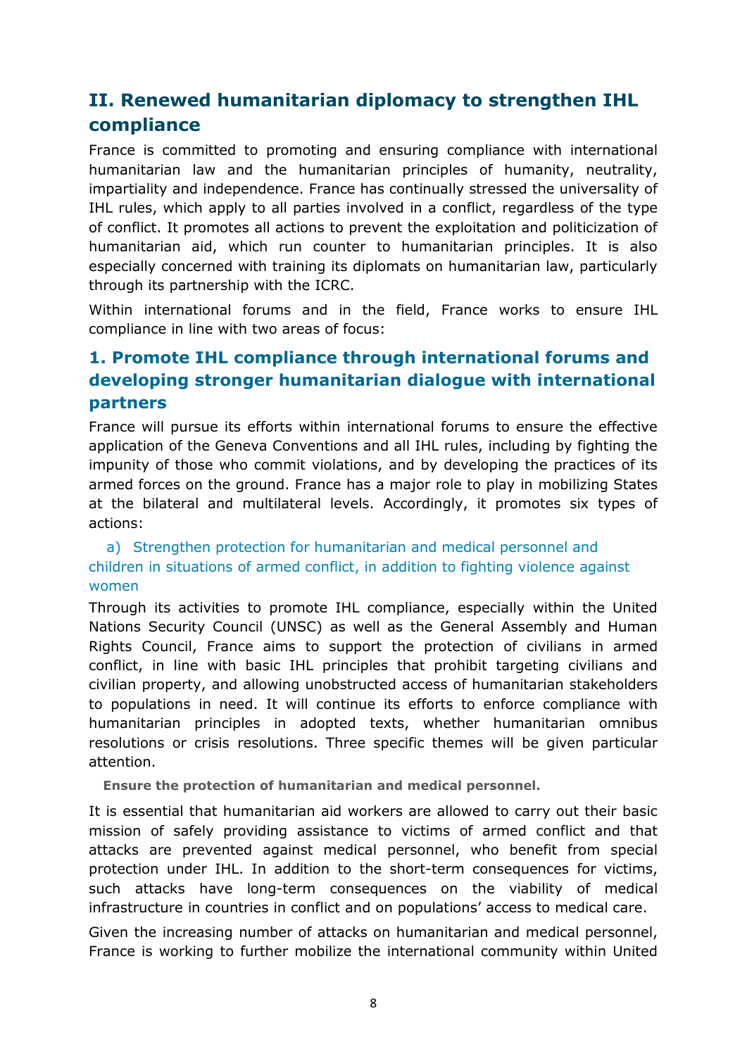## II. Renewed humanitarian diplomacy to strengthen IHL compliance

France is committed to promoting and ensuring compliance with international humanitarian law and the humanitarian principles of humanity, neutrality, impartiality and independence. France has continually stressed the universality of IHL rules, which apply to all parties involved in a conflict, regardless of the type of conflict. It promotes all actions to prevent the exploitation and politicization of humanitarian aid, which run counter to humanitarian principles. It is also especially concerned with training its diplomats on humanitarian law, particularly through its partnership with the ICRC.

Within international forums and in the field, France works to ensure IHL compliance in line with two areas of focus:

### 1. Promote IHL compliance through international forums and developing stronger humanitarian dialogue with international partners

France will pursue its efforts within international forums to ensure the effective application of the Geneva Conventions and all IHL rules, including by fighting the impunity of those who commit violations, and by developing the practices of its armed forces on the ground. France has a major role to play in mobilizing States at the bilateral and multilateral levels. Accordingly, it promotes six types of actions:

#### a) Strengthen protection for humanitarian and medical personnel and children in situations of armed conflict, in addition to fighting violence against women

Through its activities to promote IHL compliance, especially within the United Nations Security Council (UNSC) as well as the General Assembly and Human Rights Council, France aims to support the protection of civilians in armed conflict, in line with basic IHL principles that prohibit targeting civilians and civilian property, and allowing unobstructed access of humanitarian stakeholders to populations in need. It will continue its efforts to enforce compliance with humanitarian principles in adopted texts, whether humanitarian omnibus resolutions or crisis resolutions. Three specific themes will be given particular attention.

**Ensure the protection of humanitarian and medical personnel.**

It is essential that humanitarian aid workers are allowed to carry out their basic mission of safely providing assistance to victims of armed conflict and that attacks are prevented against medical personnel, who benefit from special protection under IHL. In addition to the short-term consequences for victims, such attacks have long-term consequences on the viability of medical infrastructure in countries in conflict and on populations' access to medical care.

Given the increasing number of attacks on humanitarian and medical personnel, France is working to further mobilize the international community within United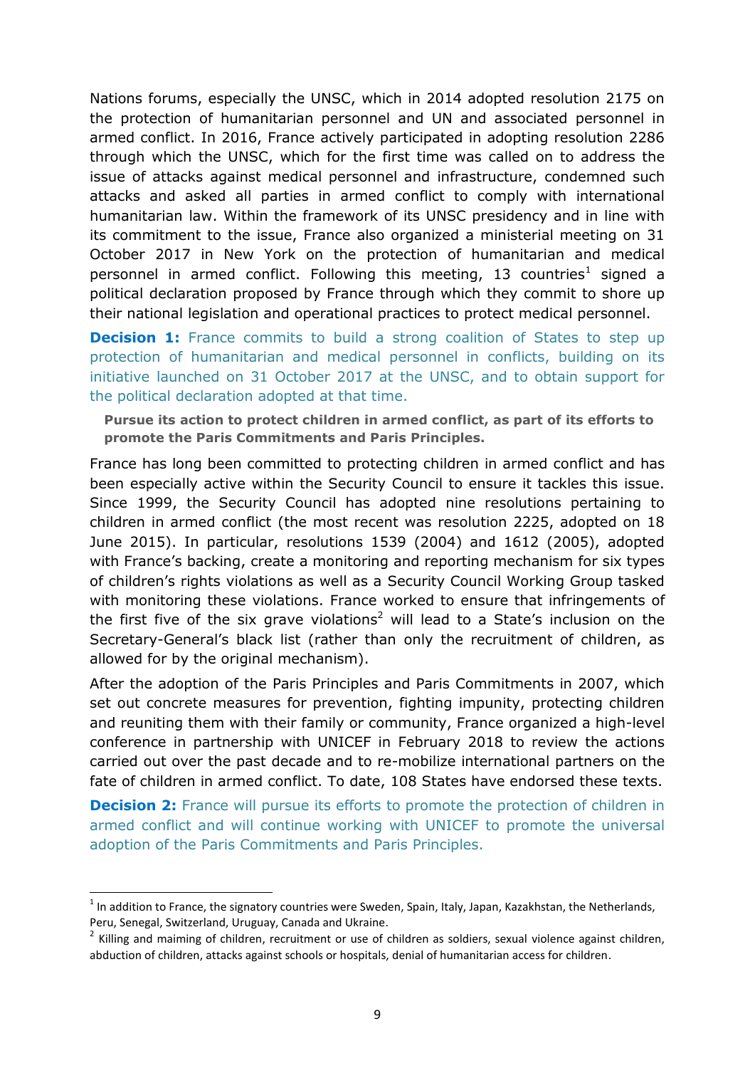Nations forums, especially the UNSC, which in 2014 adopted resolution 2175 on the protection of humanitarian personnel and UN and associated personnel in armed conflict. In 2016, France actively participated in adopting resolution 2286 through which the UNSC, which for the first time was called on to address the issue of attacks against medical personnel and infrastructure, condemned such attacks and asked all parties in armed conflict to comply with international humanitarian law. Within the framework of its UNSC presidency and in line with its commitment to the issue, France also organized a ministerial meeting on 31 October 2017 in New York on the protection of humanitarian and medical personnel in armed conflict. Following this meeting, 13 countries[1] signed a political declaration proposed by France through which they commit to shore up their national legislation and operational practices to protect medical personnel.

**Decision 1:** France commits to build a strong coalition of States to step up protection of humanitarian and medical personnel in conflicts, building on its initiative launched on 31 October 2017 at the UNSC, and to obtain support for the political declaration adopted at that time.

**Pursue its action to protect children in armed conflict, as part of its efforts to promote the Paris Commitments and Paris Principles.**

France has long been committed to protecting children in armed conflict and has been especially active within the Security Council to ensure it tackles this issue. Since 1999, the Security Council has adopted nine resolutions pertaining to children in armed conflict (the most recent was resolution 2225, adopted on 18 June 2015). In particular, resolutions 1539 (2004) and 1612 (2005), adopted with France's backing, create a monitoring and reporting mechanism for six types of children's rights violations as well as a Security Council Working Group tasked with monitoring these violations. France worked to ensure that infringements of the first five of the six grave violations[2] will lead to a State's inclusion on the Secretary-General's black list (rather than only the recruitment of children, as allowed for by the original mechanism).

After the adoption of the Paris Principles and Paris Commitments in 2007, which set out concrete measures for prevention, fighting impunity, protecting children and reuniting them with their family or community, France organized a high-level conference in partnership with UNICEF in February 2018 to review the actions carried out over the past decade and to re-mobilize international partners on the fate of children in armed conflict. To date, 108 States have endorsed these texts.

**Decision 2:** France will pursue its efforts to promote the protection of children in armed conflict and will continue working with UNICEF to promote the universal adoption of the Paris Commitments and Paris Principles.

---

[1] In addition to France, the signatory countries were Sweden, Spain, Italy, Japan, Kazakhstan, the Netherlands, Peru, Senegal, Switzerland, Uruguay, Canada and Ukraine.

[2] Killing and maiming of children, recruitment or use of children as soldiers, sexual violence against children, abduction of children, attacks against schools or hospitals, denial of humanitarian access for children.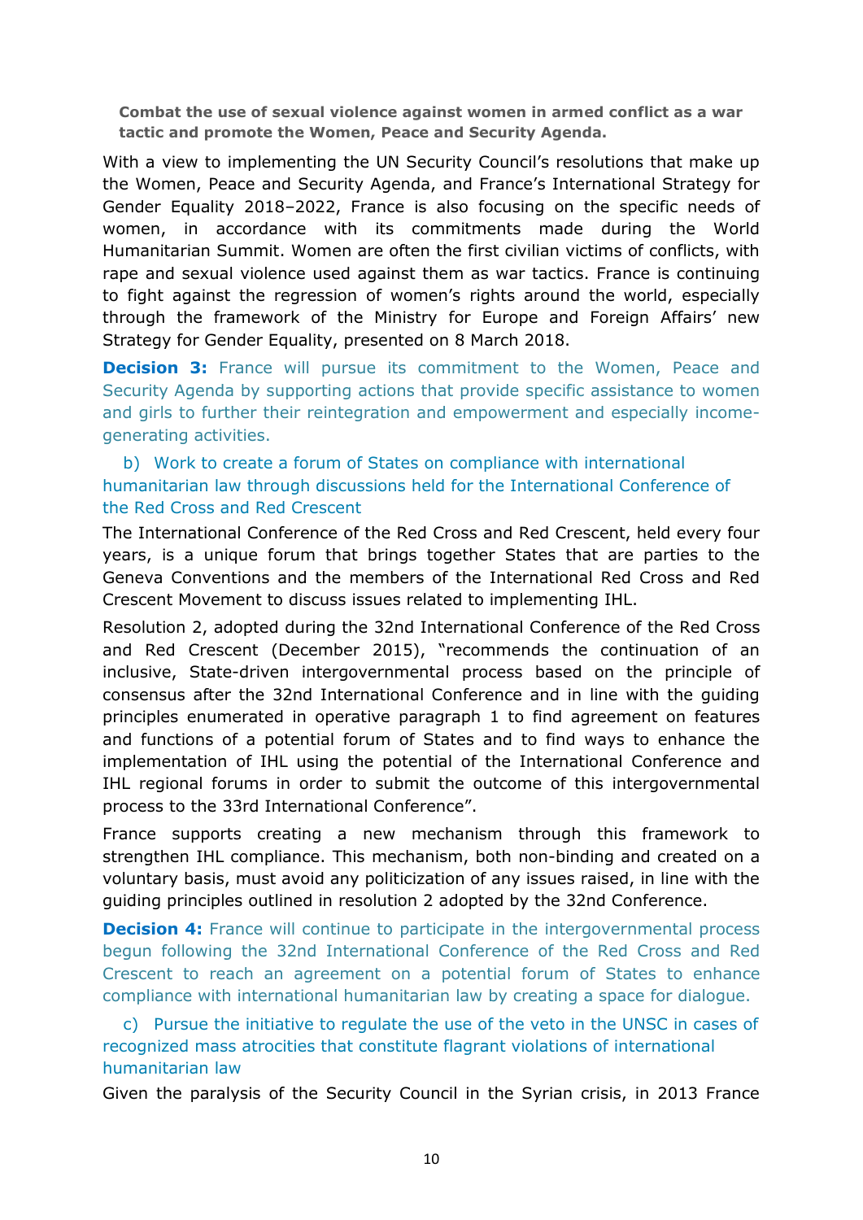**Combat the use of sexual violence against women in armed conflict as a war tactic and promote the Women, Peace and Security Agenda.**

With a view to implementing the UN Security Council's resolutions that make up the Women, Peace and Security Agenda, and France's International Strategy for Gender Equality 2018–2022, France is also focusing on the specific needs of women, in accordance with its commitments made during the World Humanitarian Summit. Women are often the first civilian victims of conflicts, with rape and sexual violence used against them as war tactics. France is continuing to fight against the regression of women's rights around the world, especially through the framework of the Ministry for Europe and Foreign Affairs' new Strategy for Gender Equality, presented on 8 March 2018.

**Decision 3:** France will pursue its commitment to the Women, Peace and Security Agenda by supporting actions that provide specific assistance to women and girls to further their reintegration and empowerment and especially income-generating activities.

### b) Work to create a forum of States on compliance with international humanitarian law through discussions held for the International Conference of the Red Cross and Red Crescent

The International Conference of the Red Cross and Red Crescent, held every four years, is a unique forum that brings together States that are parties to the Geneva Conventions and the members of the International Red Cross and Red Crescent Movement to discuss issues related to implementing IHL.

Resolution 2, adopted during the 32nd International Conference of the Red Cross and Red Crescent (December 2015), "recommends the continuation of an inclusive, State-driven intergovernmental process based on the principle of consensus after the 32nd International Conference and in line with the guiding principles enumerated in operative paragraph 1 to find agreement on features and functions of a potential forum of States and to find ways to enhance the implementation of IHL using the potential of the International Conference and IHL regional forums in order to submit the outcome of this intergovernmental process to the 33rd International Conference".

France supports creating a new mechanism through this framework to strengthen IHL compliance. This mechanism, both non-binding and created on a voluntary basis, must avoid any politicization of any issues raised, in line with the guiding principles outlined in resolution 2 adopted by the 32nd Conference.

**Decision 4:** France will continue to participate in the intergovernmental process begun following the 32nd International Conference of the Red Cross and Red Crescent to reach an agreement on a potential forum of States to enhance compliance with international humanitarian law by creating a space for dialogue.

### c) Pursue the initiative to regulate the use of the veto in the UNSC in cases of recognized mass atrocities that constitute flagrant violations of international humanitarian law

Given the paralysis of the Security Council in the Syrian crisis, in 2013 France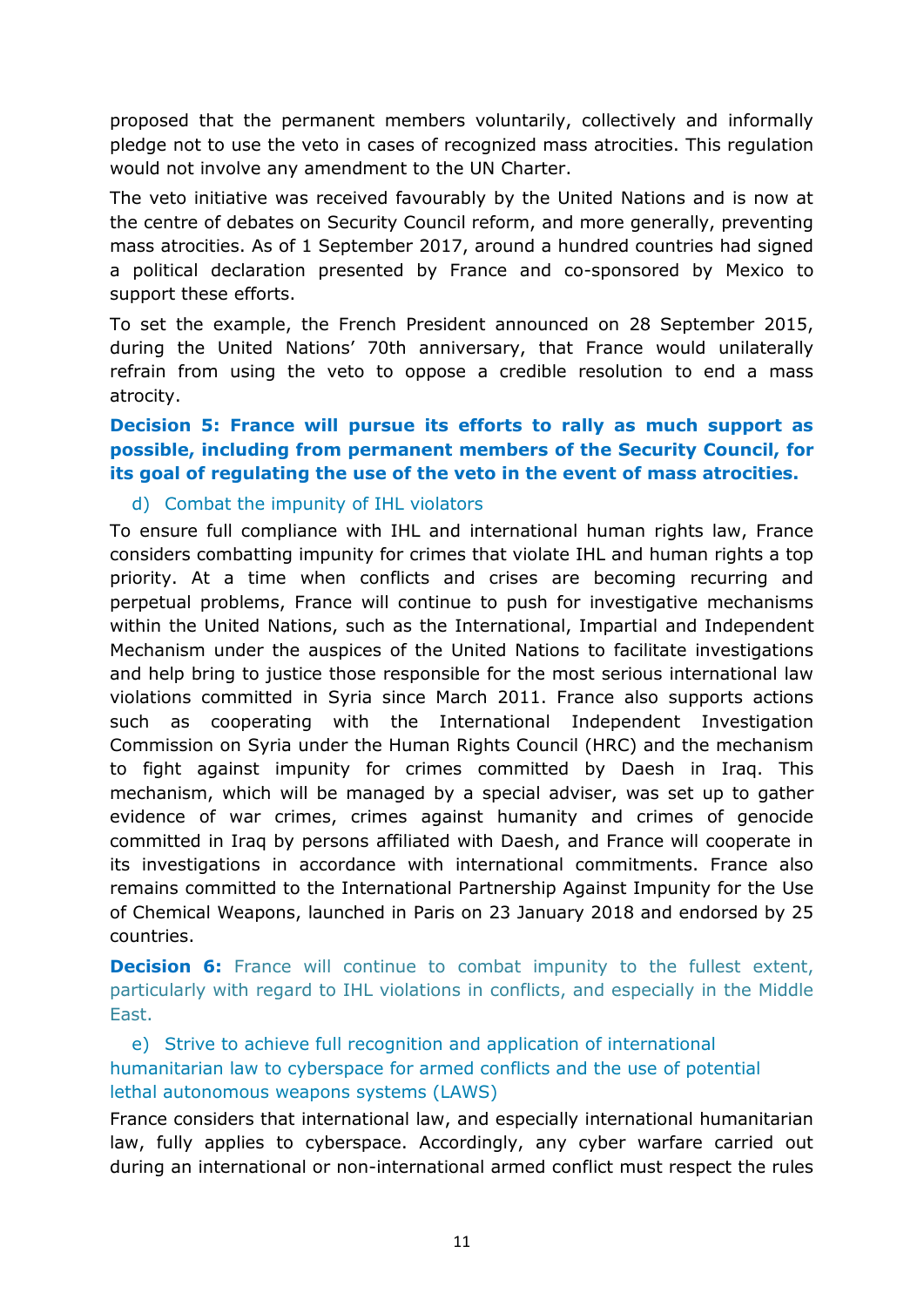proposed that the permanent members voluntarily, collectively and informally pledge not to use the veto in cases of recognized mass atrocities. This regulation would not involve any amendment to the UN Charter.

The veto initiative was received favourably by the United Nations and is now at the centre of debates on Security Council reform, and more generally, preventing mass atrocities. As of 1 September 2017, around a hundred countries had signed a political declaration presented by France and co-sponsored by Mexico to support these efforts.

To set the example, the French President announced on 28 September 2015, during the United Nations' 70th anniversary, that France would unilaterally refrain from using the veto to oppose a credible resolution to end a mass atrocity.

**Decision 5: France will pursue its efforts to rally as much support as possible, including from permanent members of the Security Council, for its goal of regulating the use of the veto in the event of mass atrocities.**

### d) Combat the impunity of IHL violators

To ensure full compliance with IHL and international human rights law, France considers combatting impunity for crimes that violate IHL and human rights a top priority. At a time when conflicts and crises are becoming recurring and perpetual problems, France will continue to push for investigative mechanisms within the United Nations, such as the International, Impartial and Independent Mechanism under the auspices of the United Nations to facilitate investigations and help bring to justice those responsible for the most serious international law violations committed in Syria since March 2011. France also supports actions such as cooperating with the International Independent Investigation Commission on Syria under the Human Rights Council (HRC) and the mechanism to fight against impunity for crimes committed by Daesh in Iraq. This mechanism, which will be managed by a special adviser, was set up to gather evidence of war crimes, crimes against humanity and crimes of genocide committed in Iraq by persons affiliated with Daesh, and France will cooperate in its investigations in accordance with international commitments. France also remains committed to the International Partnership Against Impunity for the Use of Chemical Weapons, launched in Paris on 23 January 2018 and endorsed by 25 countries.

**Decision 6:** France will continue to combat impunity to the fullest extent, particularly with regard to IHL violations in conflicts, and especially in the Middle East.

### e) Strive to achieve full recognition and application of international humanitarian law to cyberspace for armed conflicts and the use of potential lethal autonomous weapons systems (LAWS)

France considers that international law, and especially international humanitarian law, fully applies to cyberspace. Accordingly, any cyber warfare carried out during an international or non-international armed conflict must respect the rules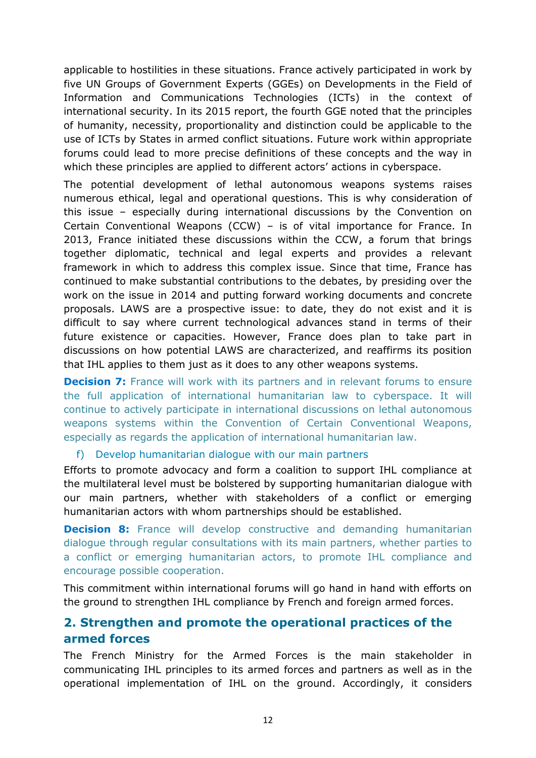applicable to hostilities in these situations. France actively participated in work by five UN Groups of Government Experts (GGEs) on Developments in the Field of Information and Communications Technologies (ICTs) in the context of international security. In its 2015 report, the fourth GGE noted that the principles of humanity, necessity, proportionality and distinction could be applicable to the use of ICTs by States in armed conflict situations. Future work within appropriate forums could lead to more precise definitions of these concepts and the way in which these principles are applied to different actors' actions in cyberspace.

The potential development of lethal autonomous weapons systems raises numerous ethical, legal and operational questions. This is why consideration of this issue – especially during international discussions by the Convention on Certain Conventional Weapons (CCW) – is of vital importance for France. In 2013, France initiated these discussions within the CCW, a forum that brings together diplomatic, technical and legal experts and provides a relevant framework in which to address this complex issue. Since that time, France has continued to make substantial contributions to the debates, by presiding over the work on the issue in 2014 and putting forward working documents and concrete proposals. LAWS are a prospective issue: to date, they do not exist and it is difficult to say where current technological advances stand in terms of their future existence or capacities. However, France does plan to take part in discussions on how potential LAWS are characterized, and reaffirms its position that IHL applies to them just as it does to any other weapons systems.

**Decision 7:** France will work with its partners and in relevant forums to ensure the full application of international humanitarian law to cyberspace. It will continue to actively participate in international discussions on lethal autonomous weapons systems within the Convention of Certain Conventional Weapons, especially as regards the application of international humanitarian law.

f) Develop humanitarian dialogue with our main partners

Efforts to promote advocacy and form a coalition to support IHL compliance at the multilateral level must be bolstered by supporting humanitarian dialogue with our main partners, whether with stakeholders of a conflict or emerging humanitarian actors with whom partnerships should be established.

**Decision 8:** France will develop constructive and demanding humanitarian dialogue through regular consultations with its main partners, whether parties to a conflict or emerging humanitarian actors, to promote IHL compliance and encourage possible cooperation.

This commitment within international forums will go hand in hand with efforts on the ground to strengthen IHL compliance by French and foreign armed forces.

## 2. Strengthen and promote the operational practices of the armed forces

The French Ministry for the Armed Forces is the main stakeholder in communicating IHL principles to its armed forces and partners as well as in the operational implementation of IHL on the ground. Accordingly, it considers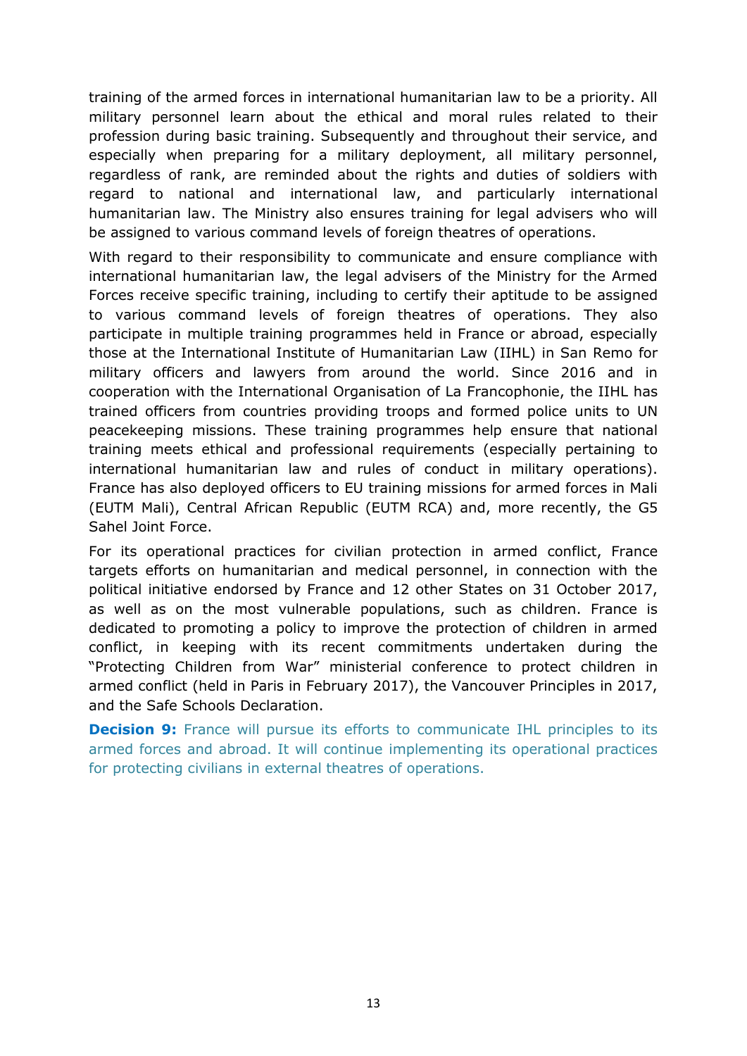training of the armed forces in international humanitarian law to be a priority. All military personnel learn about the ethical and moral rules related to their profession during basic training. Subsequently and throughout their service, and especially when preparing for a military deployment, all military personnel, regardless of rank, are reminded about the rights and duties of soldiers with regard to national and international law, and particularly international humanitarian law. The Ministry also ensures training for legal advisers who will be assigned to various command levels of foreign theatres of operations.

With regard to their responsibility to communicate and ensure compliance with international humanitarian law, the legal advisers of the Ministry for the Armed Forces receive specific training, including to certify their aptitude to be assigned to various command levels of foreign theatres of operations. They also participate in multiple training programmes held in France or abroad, especially those at the International Institute of Humanitarian Law (IIHL) in San Remo for military officers and lawyers from around the world. Since 2016 and in cooperation with the International Organisation of La Francophonie, the IIHL has trained officers from countries providing troops and formed police units to UN peacekeeping missions. These training programmes help ensure that national training meets ethical and professional requirements (especially pertaining to international humanitarian law and rules of conduct in military operations). France has also deployed officers to EU training missions for armed forces in Mali (EUTM Mali), Central African Republic (EUTM RCA) and, more recently, the G5 Sahel Joint Force.

For its operational practices for civilian protection in armed conflict, France targets efforts on humanitarian and medical personnel, in connection with the political initiative endorsed by France and 12 other States on 31 October 2017, as well as on the most vulnerable populations, such as children. France is dedicated to promoting a policy to improve the protection of children in armed conflict, in keeping with its recent commitments undertaken during the "Protecting Children from War" ministerial conference to protect children in armed conflict (held in Paris in February 2017), the Vancouver Principles in 2017, and the Safe Schools Declaration.

**Decision 9:** France will pursue its efforts to communicate IHL principles to its armed forces and abroad. It will continue implementing its operational practices for protecting civilians in external theatres of operations.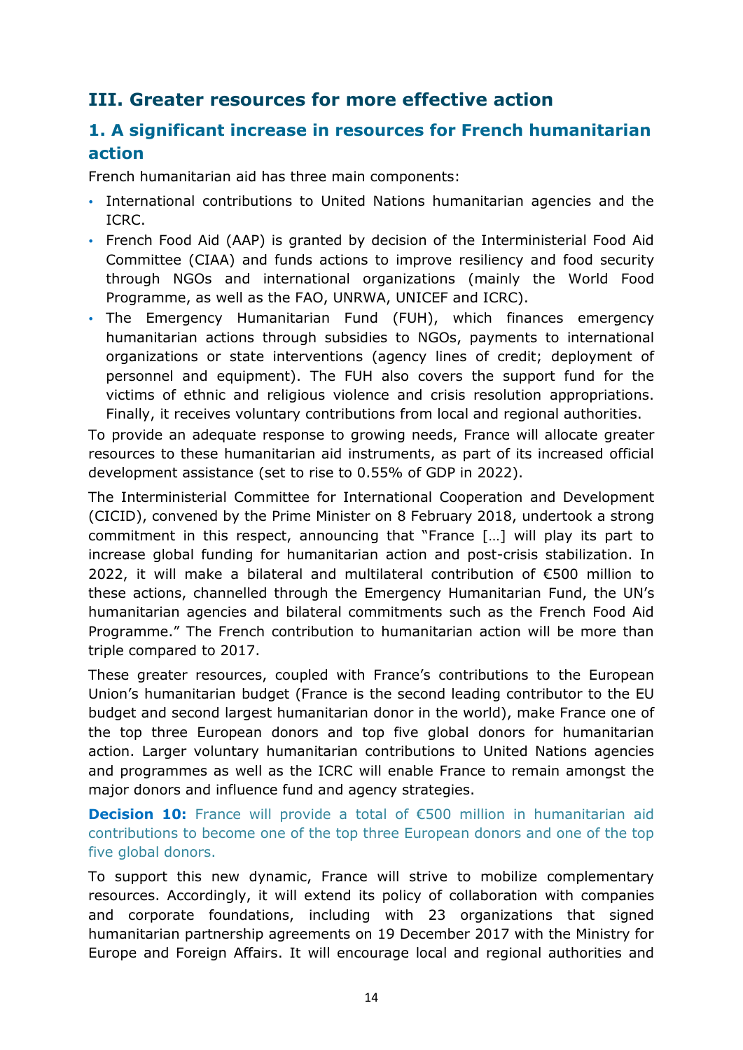## III. Greater resources for more effective action

### 1. A significant increase in resources for French humanitarian action

French humanitarian aid has three main components:

- International contributions to United Nations humanitarian agencies and the ICRC.
- French Food Aid (AAP) is granted by decision of the Interministerial Food Aid Committee (CIAA) and funds actions to improve resiliency and food security through NGOs and international organizations (mainly the World Food Programme, as well as the FAO, UNRWA, UNICEF and ICRC).
- The Emergency Humanitarian Fund (FUH), which finances emergency humanitarian actions through subsidies to NGOs, payments to international organizations or state interventions (agency lines of credit; deployment of personnel and equipment). The FUH also covers the support fund for the victims of ethnic and religious violence and crisis resolution appropriations. Finally, it receives voluntary contributions from local and regional authorities.

To provide an adequate response to growing needs, France will allocate greater resources to these humanitarian aid instruments, as part of its increased official development assistance (set to rise to 0.55% of GDP in 2022).

The Interministerial Committee for International Cooperation and Development (CICID), convened by the Prime Minister on 8 February 2018, undertook a strong commitment in this respect, announcing that "France […] will play its part to increase global funding for humanitarian action and post-crisis stabilization. In 2022, it will make a bilateral and multilateral contribution of €500 million to these actions, channelled through the Emergency Humanitarian Fund, the UN's humanitarian agencies and bilateral commitments such as the French Food Aid Programme." The French contribution to humanitarian action will be more than triple compared to 2017.

These greater resources, coupled with France's contributions to the European Union's humanitarian budget (France is the second leading contributor to the EU budget and second largest humanitarian donor in the world), make France one of the top three European donors and top five global donors for humanitarian action. Larger voluntary humanitarian contributions to United Nations agencies and programmes as well as the ICRC will enable France to remain amongst the major donors and influence fund and agency strategies.

**Decision 10:** France will provide a total of €500 million in humanitarian aid contributions to become one of the top three European donors and one of the top five global donors.

To support this new dynamic, France will strive to mobilize complementary resources. Accordingly, it will extend its policy of collaboration with companies and corporate foundations, including with 23 organizations that signed humanitarian partnership agreements on 19 December 2017 with the Ministry for Europe and Foreign Affairs. It will encourage local and regional authorities and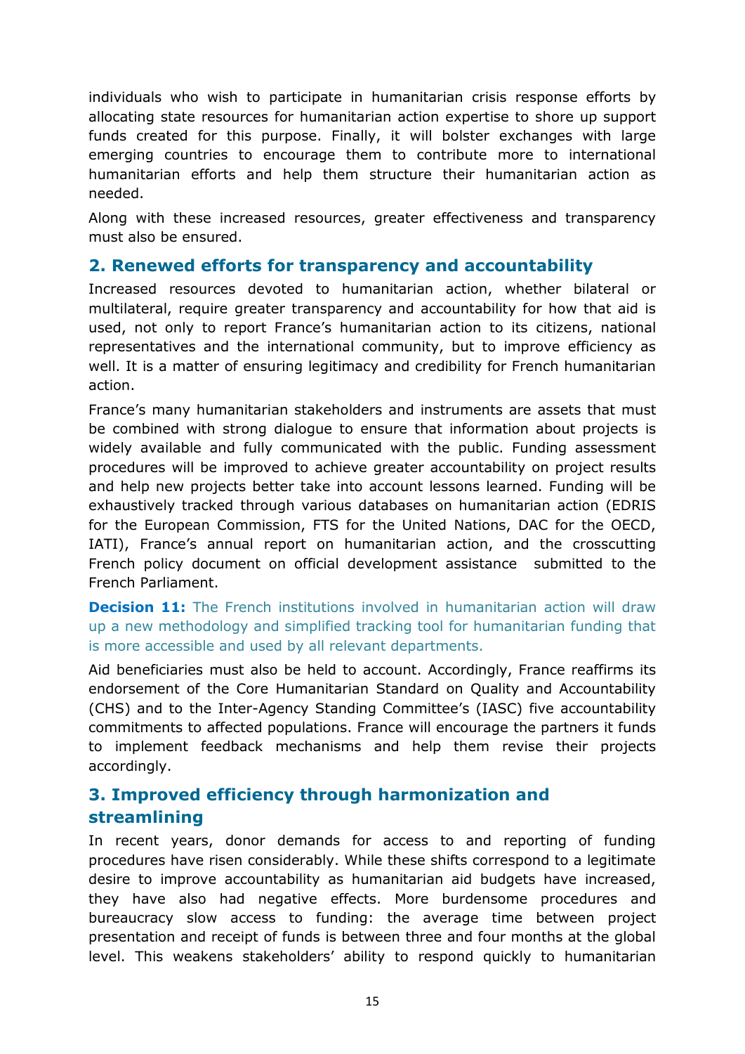individuals who wish to participate in humanitarian crisis response efforts by allocating state resources for humanitarian action expertise to shore up support funds created for this purpose. Finally, it will bolster exchanges with large emerging countries to encourage them to contribute more to international humanitarian efforts and help them structure their humanitarian action as needed.

Along with these increased resources, greater effectiveness and transparency must also be ensured.

## 2. Renewed efforts for transparency and accountability

Increased resources devoted to humanitarian action, whether bilateral or multilateral, require greater transparency and accountability for how that aid is used, not only to report France's humanitarian action to its citizens, national representatives and the international community, but to improve efficiency as well. It is a matter of ensuring legitimacy and credibility for French humanitarian action.

France's many humanitarian stakeholders and instruments are assets that must be combined with strong dialogue to ensure that information about projects is widely available and fully communicated with the public. Funding assessment procedures will be improved to achieve greater accountability on project results and help new projects better take into account lessons learned. Funding will be exhaustively tracked through various databases on humanitarian action (EDRIS for the European Commission, FTS for the United Nations, DAC for the OECD, IATI), France's annual report on humanitarian action, and the crosscutting French policy document on official development assistance submitted to the French Parliament.

**Decision 11:** The French institutions involved in humanitarian action will draw up a new methodology and simplified tracking tool for humanitarian funding that is more accessible and used by all relevant departments.

Aid beneficiaries must also be held to account. Accordingly, France reaffirms its endorsement of the Core Humanitarian Standard on Quality and Accountability (CHS) and to the Inter-Agency Standing Committee's (IASC) five accountability commitments to affected populations. France will encourage the partners it funds to implement feedback mechanisms and help them revise their projects accordingly.

## 3. Improved efficiency through harmonization and streamlining

In recent years, donor demands for access to and reporting of funding procedures have risen considerably. While these shifts correspond to a legitimate desire to improve accountability as humanitarian aid budgets have increased, they have also had negative effects. More burdensome procedures and bureaucracy slow access to funding: the average time between project presentation and receipt of funds is between three and four months at the global level. This weakens stakeholders' ability to respond quickly to humanitarian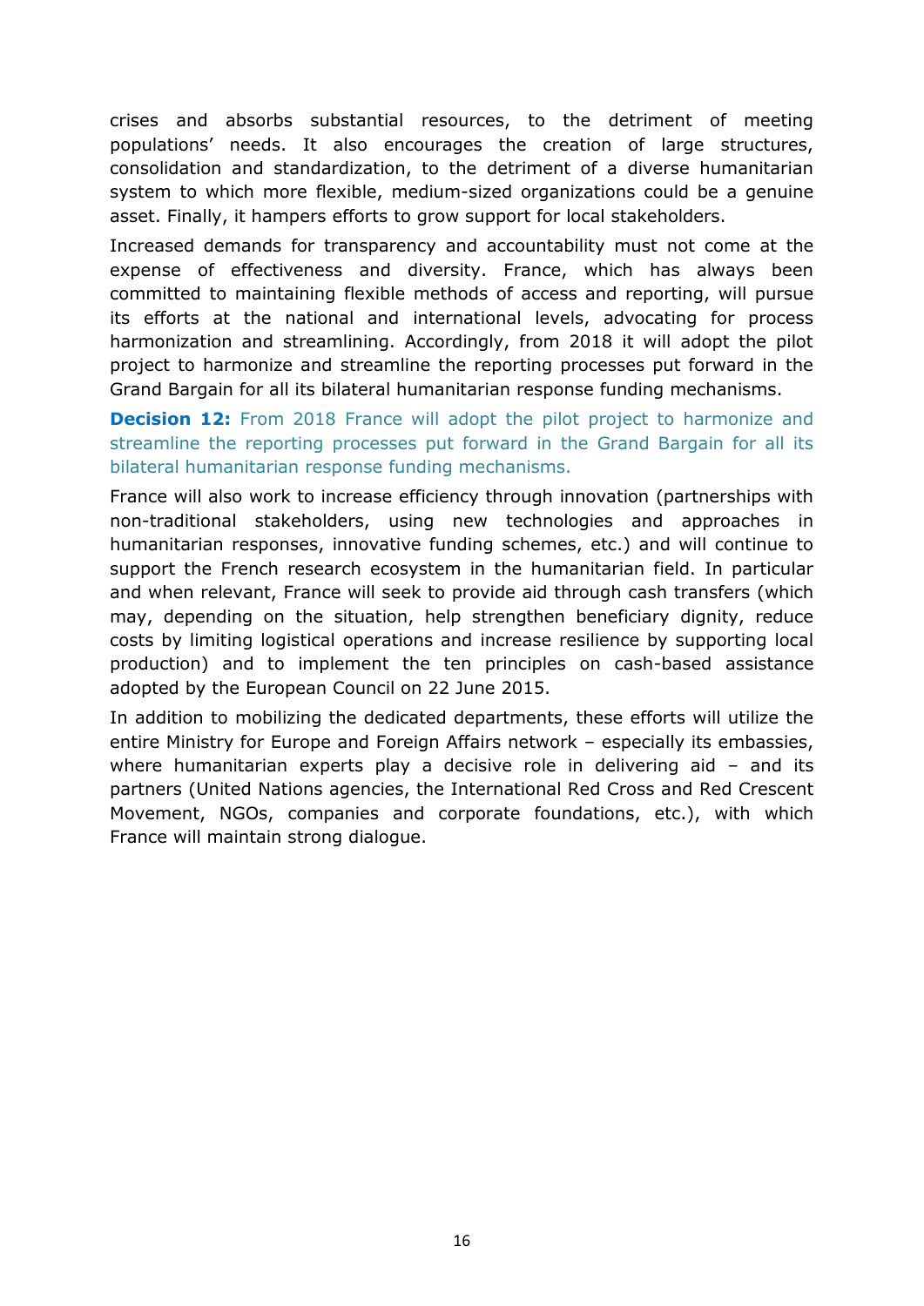crises and absorbs substantial resources, to the detriment of meeting populations' needs. It also encourages the creation of large structures, consolidation and standardization, to the detriment of a diverse humanitarian system to which more flexible, medium-sized organizations could be a genuine asset. Finally, it hampers efforts to grow support for local stakeholders.

Increased demands for transparency and accountability must not come at the expense of effectiveness and diversity. France, which has always been committed to maintaining flexible methods of access and reporting, will pursue its efforts at the national and international levels, advocating for process harmonization and streamlining. Accordingly, from 2018 it will adopt the pilot project to harmonize and streamline the reporting processes put forward in the Grand Bargain for all its bilateral humanitarian response funding mechanisms.

**Decision 12:** From 2018 France will adopt the pilot project to harmonize and streamline the reporting processes put forward in the Grand Bargain for all its bilateral humanitarian response funding mechanisms.

France will also work to increase efficiency through innovation (partnerships with non-traditional stakeholders, using new technologies and approaches in humanitarian responses, innovative funding schemes, etc.) and will continue to support the French research ecosystem in the humanitarian field. In particular and when relevant, France will seek to provide aid through cash transfers (which may, depending on the situation, help strengthen beneficiary dignity, reduce costs by limiting logistical operations and increase resilience by supporting local production) and to implement the ten principles on cash-based assistance adopted by the European Council on 22 June 2015.

In addition to mobilizing the dedicated departments, these efforts will utilize the entire Ministry for Europe and Foreign Affairs network – especially its embassies, where humanitarian experts play a decisive role in delivering aid – and its partners (United Nations agencies, the International Red Cross and Red Crescent Movement, NGOs, companies and corporate foundations, etc.), with which France will maintain strong dialogue.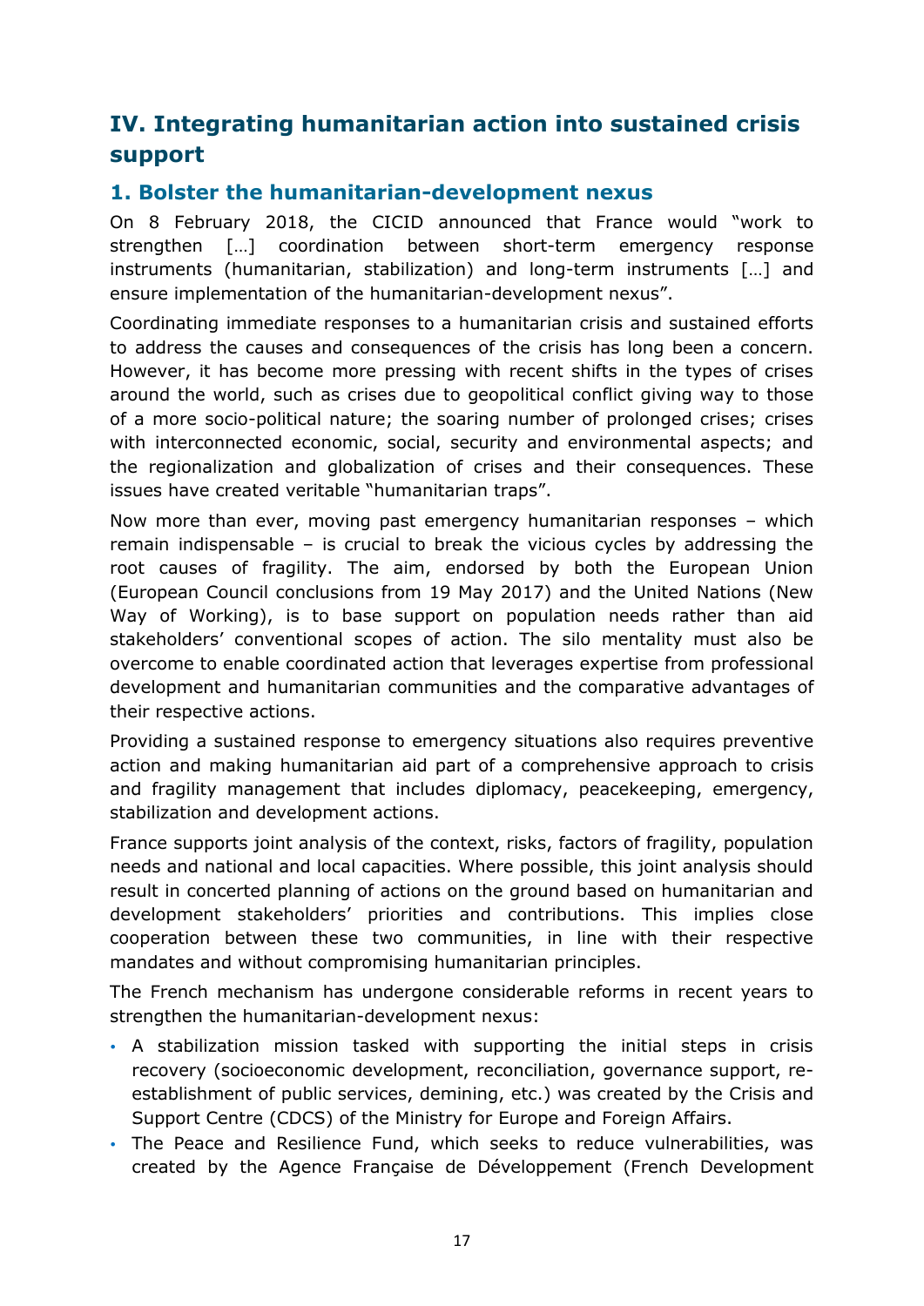## IV. Integrating humanitarian action into sustained crisis support

### 1. Bolster the humanitarian-development nexus

On 8 February 2018, the CICID announced that France would "work to strengthen […] coordination between short-term emergency response instruments (humanitarian, stabilization) and long-term instruments […] and ensure implementation of the humanitarian-development nexus".

Coordinating immediate responses to a humanitarian crisis and sustained efforts to address the causes and consequences of the crisis has long been a concern. However, it has become more pressing with recent shifts in the types of crises around the world, such as crises due to geopolitical conflict giving way to those of a more socio-political nature; the soaring number of prolonged crises; crises with interconnected economic, social, security and environmental aspects; and the regionalization and globalization of crises and their consequences. These issues have created veritable "humanitarian traps".

Now more than ever, moving past emergency humanitarian responses – which remain indispensable – is crucial to break the vicious cycles by addressing the root causes of fragility. The aim, endorsed by both the European Union (European Council conclusions from 19 May 2017) and the United Nations (New Way of Working), is to base support on population needs rather than aid stakeholders' conventional scopes of action. The silo mentality must also be overcome to enable coordinated action that leverages expertise from professional development and humanitarian communities and the comparative advantages of their respective actions.

Providing a sustained response to emergency situations also requires preventive action and making humanitarian aid part of a comprehensive approach to crisis and fragility management that includes diplomacy, peacekeeping, emergency, stabilization and development actions.

France supports joint analysis of the context, risks, factors of fragility, population needs and national and local capacities. Where possible, this joint analysis should result in concerted planning of actions on the ground based on humanitarian and development stakeholders' priorities and contributions. This implies close cooperation between these two communities, in line with their respective mandates and without compromising humanitarian principles.

The French mechanism has undergone considerable reforms in recent years to strengthen the humanitarian-development nexus:

- A stabilization mission tasked with supporting the initial steps in crisis recovery (socioeconomic development, reconciliation, governance support, re-establishment of public services, demining, etc.) was created by the Crisis and Support Centre (CDCS) of the Ministry for Europe and Foreign Affairs.
- The Peace and Resilience Fund, which seeks to reduce vulnerabilities, was created by the Agence Française de Développement (French Development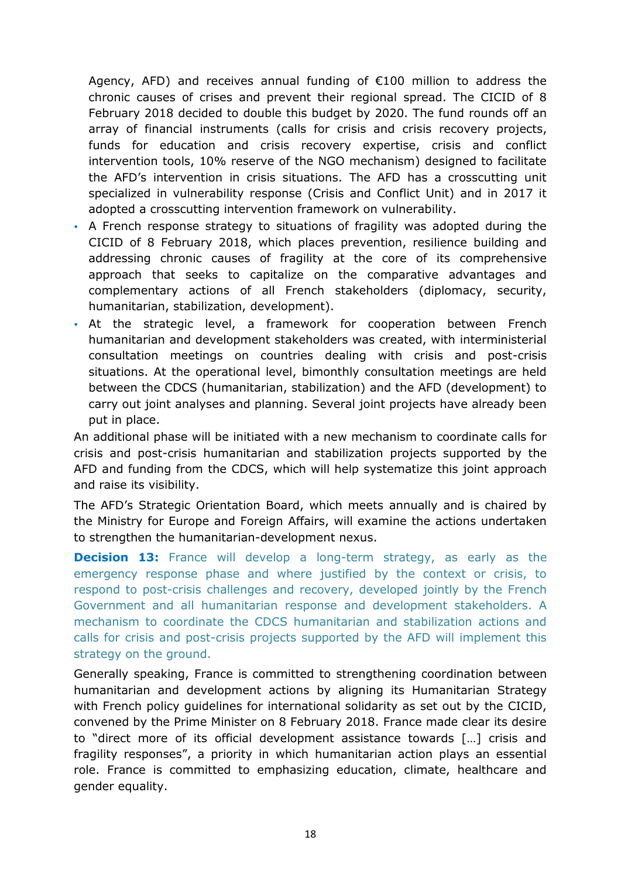Agency, AFD) and receives annual funding of €100 million to address the chronic causes of crises and prevent their regional spread. The CICID of 8 February 2018 decided to double this budget by 2020. The fund rounds off an array of financial instruments (calls for crisis and crisis recovery projects, funds for education and crisis recovery expertise, crisis and conflict intervention tools, 10% reserve of the NGO mechanism) designed to facilitate the AFD's intervention in crisis situations. The AFD has a crosscutting unit specialized in vulnerability response (Crisis and Conflict Unit) and in 2017 it adopted a crosscutting intervention framework on vulnerability.

- A French response strategy to situations of fragility was adopted during the CICID of 8 February 2018, which places prevention, resilience building and addressing chronic causes of fragility at the core of its comprehensive approach that seeks to capitalize on the comparative advantages and complementary actions of all French stakeholders (diplomacy, security, humanitarian, stabilization, development).
- At the strategic level, a framework for cooperation between French humanitarian and development stakeholders was created, with interministerial consultation meetings on countries dealing with crisis and post-crisis situations. At the operational level, bimonthly consultation meetings are held between the CDCS (humanitarian, stabilization) and the AFD (development) to carry out joint analyses and planning. Several joint projects have already been put in place.

An additional phase will be initiated with a new mechanism to coordinate calls for crisis and post-crisis humanitarian and stabilization projects supported by the AFD and funding from the CDCS, which will help systematize this joint approach and raise its visibility.

The AFD's Strategic Orientation Board, which meets annually and is chaired by the Ministry for Europe and Foreign Affairs, will examine the actions undertaken to strengthen the humanitarian-development nexus.

**Decision 13:** France will develop a long-term strategy, as early as the emergency response phase and where justified by the context or crisis, to respond to post-crisis challenges and recovery, developed jointly by the French Government and all humanitarian response and development stakeholders. A mechanism to coordinate the CDCS humanitarian and stabilization actions and calls for crisis and post-crisis projects supported by the AFD will implement this strategy on the ground.

Generally speaking, France is committed to strengthening coordination between humanitarian and development actions by aligning its Humanitarian Strategy with French policy guidelines for international solidarity as set out by the CICID, convened by the Prime Minister on 8 February 2018. France made clear its desire to "direct more of its official development assistance towards […] crisis and fragility responses", a priority in which humanitarian action plays an essential role. France is committed to emphasizing education, climate, healthcare and gender equality.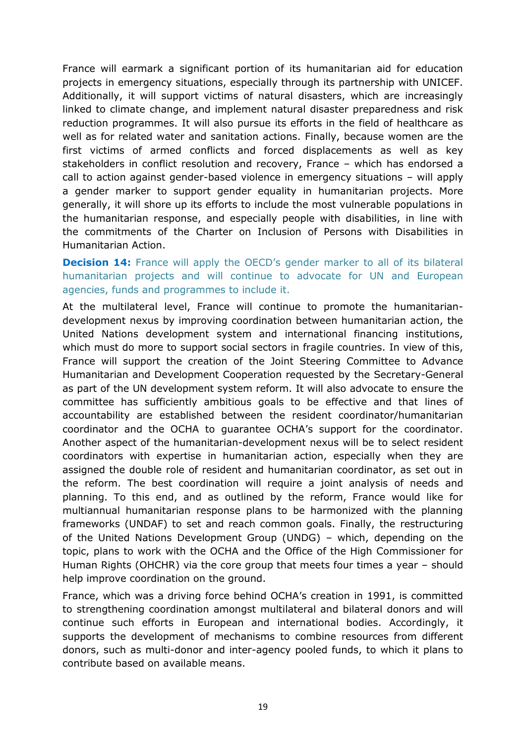France will earmark a significant portion of its humanitarian aid for education projects in emergency situations, especially through its partnership with UNICEF. Additionally, it will support victims of natural disasters, which are increasingly linked to climate change, and implement natural disaster preparedness and risk reduction programmes. It will also pursue its efforts in the field of healthcare as well as for related water and sanitation actions. Finally, because women are the first victims of armed conflicts and forced displacements as well as key stakeholders in conflict resolution and recovery, France – which has endorsed a call to action against gender-based violence in emergency situations – will apply a gender marker to support gender equality in humanitarian projects. More generally, it will shore up its efforts to include the most vulnerable populations in the humanitarian response, and especially people with disabilities, in line with the commitments of the Charter on Inclusion of Persons with Disabilities in Humanitarian Action.

**Decision 14:** France will apply the OECD's gender marker to all of its bilateral humanitarian projects and will continue to advocate for UN and European agencies, funds and programmes to include it.

At the multilateral level, France will continue to promote the humanitarian-development nexus by improving coordination between humanitarian action, the United Nations development system and international financing institutions, which must do more to support social sectors in fragile countries. In view of this, France will support the creation of the Joint Steering Committee to Advance Humanitarian and Development Cooperation requested by the Secretary-General as part of the UN development system reform. It will also advocate to ensure the committee has sufficiently ambitious goals to be effective and that lines of accountability are established between the resident coordinator/humanitarian coordinator and the OCHA to guarantee OCHA's support for the coordinator. Another aspect of the humanitarian-development nexus will be to select resident coordinators with expertise in humanitarian action, especially when they are assigned the double role of resident and humanitarian coordinator, as set out in the reform. The best coordination will require a joint analysis of needs and planning. To this end, and as outlined by the reform, France would like for multiannual humanitarian response plans to be harmonized with the planning frameworks (UNDAF) to set and reach common goals. Finally, the restructuring of the United Nations Development Group (UNDG) – which, depending on the topic, plans to work with the OCHA and the Office of the High Commissioner for Human Rights (OHCHR) via the core group that meets four times a year – should help improve coordination on the ground.

France, which was a driving force behind OCHA's creation in 1991, is committed to strengthening coordination amongst multilateral and bilateral donors and will continue such efforts in European and international bodies. Accordingly, it supports the development of mechanisms to combine resources from different donors, such as multi-donor and inter-agency pooled funds, to which it plans to contribute based on available means.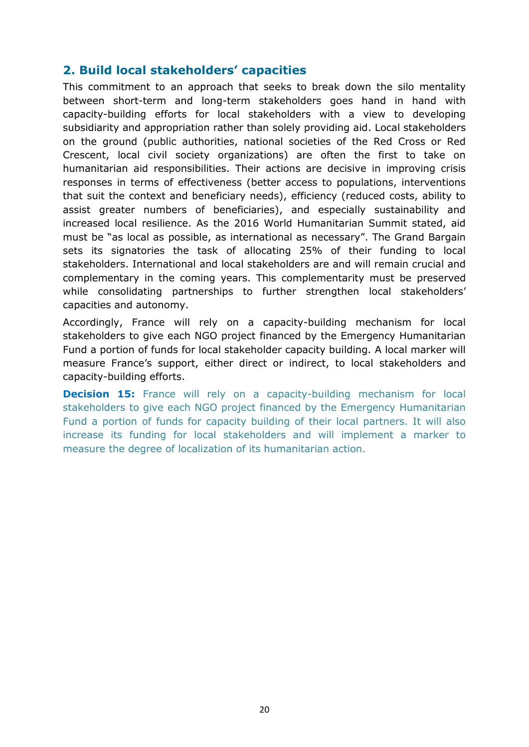## 2. Build local stakeholders' capacities

This commitment to an approach that seeks to break down the silo mentality between short-term and long-term stakeholders goes hand in hand with capacity-building efforts for local stakeholders with a view to developing subsidiarity and appropriation rather than solely providing aid. Local stakeholders on the ground (public authorities, national societies of the Red Cross or Red Crescent, local civil society organizations) are often the first to take on humanitarian aid responsibilities. Their actions are decisive in improving crisis responses in terms of effectiveness (better access to populations, interventions that suit the context and beneficiary needs), efficiency (reduced costs, ability to assist greater numbers of beneficiaries), and especially sustainability and increased local resilience. As the 2016 World Humanitarian Summit stated, aid must be "as local as possible, as international as necessary". The Grand Bargain sets its signatories the task of allocating 25% of their funding to local stakeholders. International and local stakeholders are and will remain crucial and complementary in the coming years. This complementarity must be preserved while consolidating partnerships to further strengthen local stakeholders' capacities and autonomy.

Accordingly, France will rely on a capacity-building mechanism for local stakeholders to give each NGO project financed by the Emergency Humanitarian Fund a portion of funds for local stakeholder capacity building. A local marker will measure France's support, either direct or indirect, to local stakeholders and capacity-building efforts.

**Decision 15:** France will rely on a capacity-building mechanism for local stakeholders to give each NGO project financed by the Emergency Humanitarian Fund a portion of funds for capacity building of their local partners. It will also increase its funding for local stakeholders and will implement a marker to measure the degree of localization of its humanitarian action.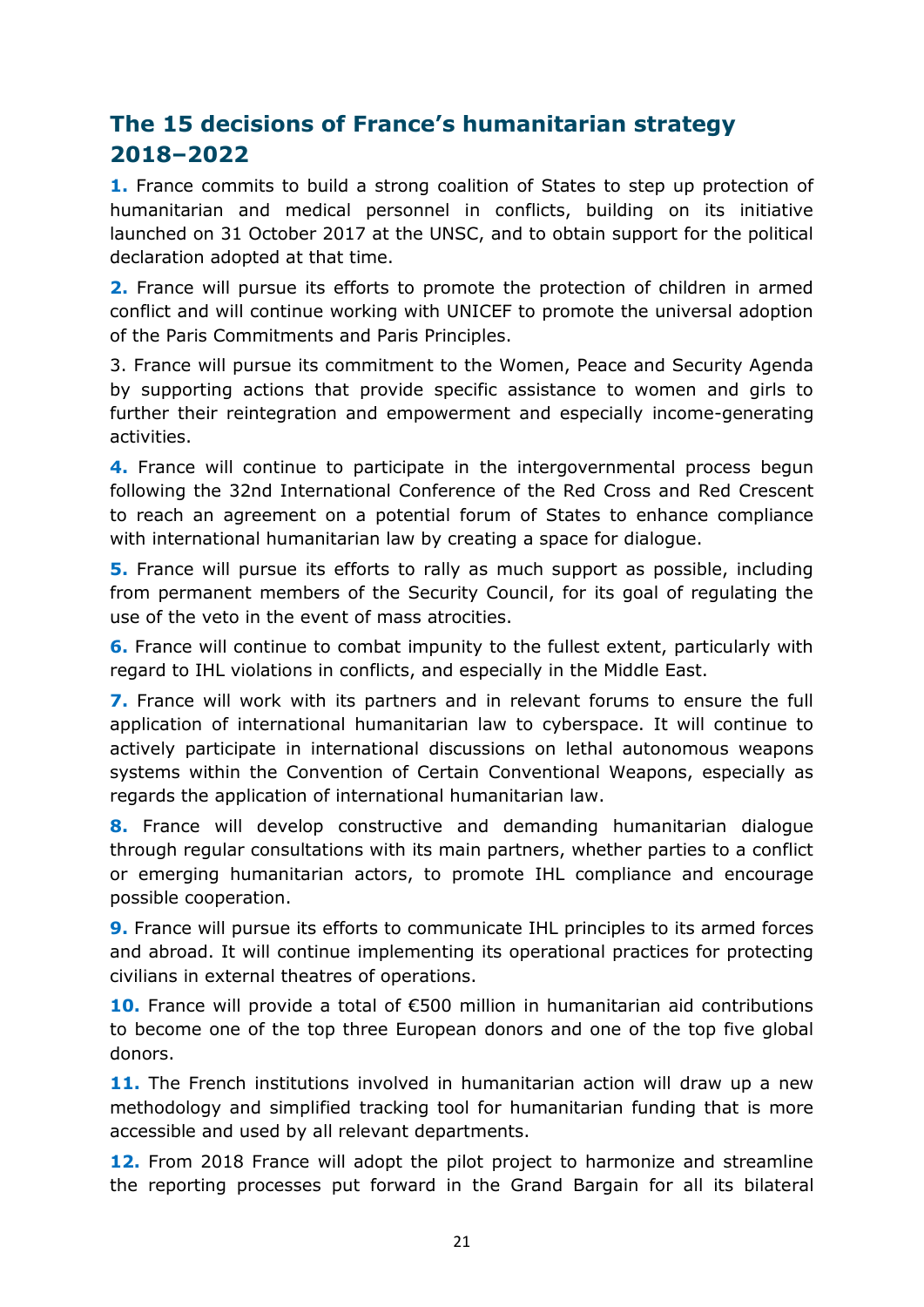## The 15 decisions of France's humanitarian strategy 2018–2022

**1.** France commits to build a strong coalition of States to step up protection of humanitarian and medical personnel in conflicts, building on its initiative launched on 31 October 2017 at the UNSC, and to obtain support for the political declaration adopted at that time.

**2.** France will pursue its efforts to promote the protection of children in armed conflict and will continue working with UNICEF to promote the universal adoption of the Paris Commitments and Paris Principles.

3. France will pursue its commitment to the Women, Peace and Security Agenda by supporting actions that provide specific assistance to women and girls to further their reintegration and empowerment and especially income-generating activities.

**4.** France will continue to participate in the intergovernmental process begun following the 32nd International Conference of the Red Cross and Red Crescent to reach an agreement on a potential forum of States to enhance compliance with international humanitarian law by creating a space for dialogue.

**5.** France will pursue its efforts to rally as much support as possible, including from permanent members of the Security Council, for its goal of regulating the use of the veto in the event of mass atrocities.

**6.** France will continue to combat impunity to the fullest extent, particularly with regard to IHL violations in conflicts, and especially in the Middle East.

**7.** France will work with its partners and in relevant forums to ensure the full application of international humanitarian law to cyberspace. It will continue to actively participate in international discussions on lethal autonomous weapons systems within the Convention of Certain Conventional Weapons, especially as regards the application of international humanitarian law.

**8.** France will develop constructive and demanding humanitarian dialogue through regular consultations with its main partners, whether parties to a conflict or emerging humanitarian actors, to promote IHL compliance and encourage possible cooperation.

**9.** France will pursue its efforts to communicate IHL principles to its armed forces and abroad. It will continue implementing its operational practices for protecting civilians in external theatres of operations.

**10.** France will provide a total of €500 million in humanitarian aid contributions to become one of the top three European donors and one of the top five global donors.

**11.** The French institutions involved in humanitarian action will draw up a new methodology and simplified tracking tool for humanitarian funding that is more accessible and used by all relevant departments.

**12.** From 2018 France will adopt the pilot project to harmonize and streamline the reporting processes put forward in the Grand Bargain for all its bilateral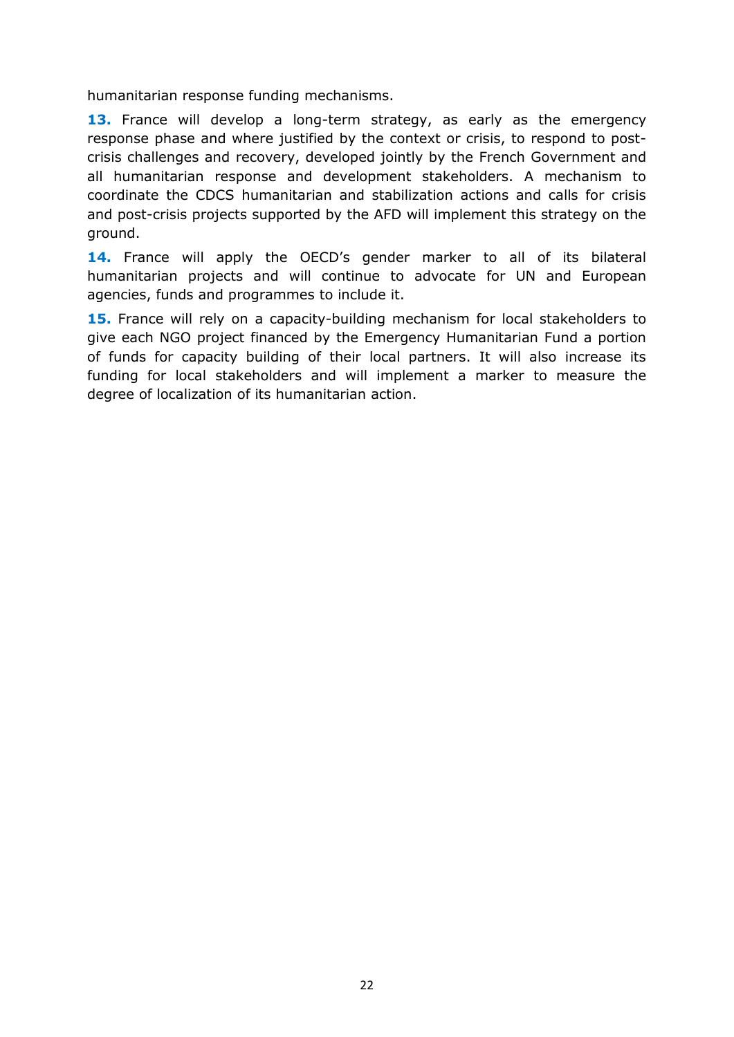humanitarian response funding mechanisms.

**13.** France will develop a long-term strategy, as early as the emergency response phase and where justified by the context or crisis, to respond to post-crisis challenges and recovery, developed jointly by the French Government and all humanitarian response and development stakeholders. A mechanism to coordinate the CDCS humanitarian and stabilization actions and calls for crisis and post-crisis projects supported by the AFD will implement this strategy on the ground.

**14.** France will apply the OECD's gender marker to all of its bilateral humanitarian projects and will continue to advocate for UN and European agencies, funds and programmes to include it.

**15.** France will rely on a capacity-building mechanism for local stakeholders to give each NGO project financed by the Emergency Humanitarian Fund a portion of funds for capacity building of their local partners. It will also increase its funding for local stakeholders and will implement a marker to measure the degree of localization of its humanitarian action.